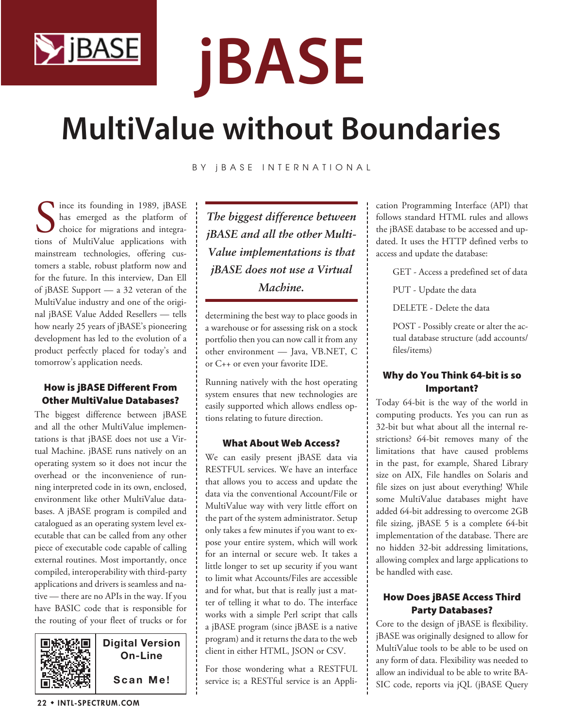# jBASE

# MultiValue without Boundaries

BY jBASE INTERNATIONAL

Since its founding in 1989, jBASE has emerged as the platform of choice for migrations and integrations of MultiValue applications with mainstream technologies, offering customers a stable, robust platform now and for the future. In this interview, Dan Ell of jBASE Support — a 32 veteran of the MultiValue industry and one of the original jBASE Value Added Resellers — tells how nearly 25 years of jBASE's pioneering development has led to the evolution of a product perfectly placed for today's and tomorrow's application needs.

### How is jBASE Different From Other MultiValue Databases?

The biggest difference between jBASE and all the other MultiValue implementations is that jBASE does not use a Virtual Machine. jBASE runs natively on an operating system so it does not incur the overhead or the inconvenience of running interpreted code in its own, enclosed, environment like other MultiValue databases. A jBASE program is compiled and catalogued as an operating system level executable that can be called from any other piece of executable code capable of calling external routines. Most importantly, once compiled, interoperability with third-party applications and drivers is seamless and native — there are no APIs in the way. If you have BASIC code that is responsible for the routing of your fleet of trucks or for determining the best way to place goods in a warehouse or for assessing risk on a stock portfolio then you can now call it from any other environment — Java, VB.NET, C or C++ or even your favorite IDE.

> *The biggest difference between jBASE and all the other MultiValue implementations is that jBASE does not use a Virtual Machine.*

Running natively with the host operating system ensures that new technologies are easily supported which allows endless options relating to future direction.

Digital Version On-Line

Scan Me!

### What About Web Access?

We can easily present jBASE data via RESTFUL services. We have an interface that allows you to access and update the data via the conventional Account/File or MultiValue way with very little effort on the part of the system administrator. Setup only takes a few minutes if you want to expose your entire system, which will work for an internal or secure web. It takes a little longer to set up security if you want to limit what Accounts/Files are accessible and for what, but that is really just a matter of telling it what to do. The interface works with a simple Perl script that calls a jBASE program (since jBASE is a native program) and it returns the data to the web client in either HTML, JSON or CSV.

For those wondering what a RESTFUL service is; a RESTful service is an Application Programming Interface (API) that follows standard HTML rules and allows the jBASE database to be accessed and updated. It uses the HTTP defined verbs to access and update the database:

GET - Access a predefined set of data

PUT - Update the data

DELETE - Delete the data

POST - Possibly create or alter the actual database structure (add accounts/files/items)

### Why do You Think 64-bit is so Important?

Today 64-bit is the way of the world in computing products. Yes you can run as 32-bit but what about all the internal restrictions? 64-bit removes many of the limitations that have caused problems in the past, for example, Shared Library size on AIX, File handles on Solaris and file sizes on just about everything! While some MultiValue databases might have added 64-bit addressing to overcome 2GB file sizing, jBASE 5 is a complete 64-bit implementation of the database. There are no hidden 32-bit addressing limitations, allowing complex and large applications to be handled with ease.

### How Does jBASE Access Third Party Databases?

Core to the design of jBASE is flexibility. jBASE was originally designed to allow for MultiValue tools to be able to be used on any form of data. Flexibility was needed to allow an individual to be able to write BASIC code, reports via jQL (jBASE Query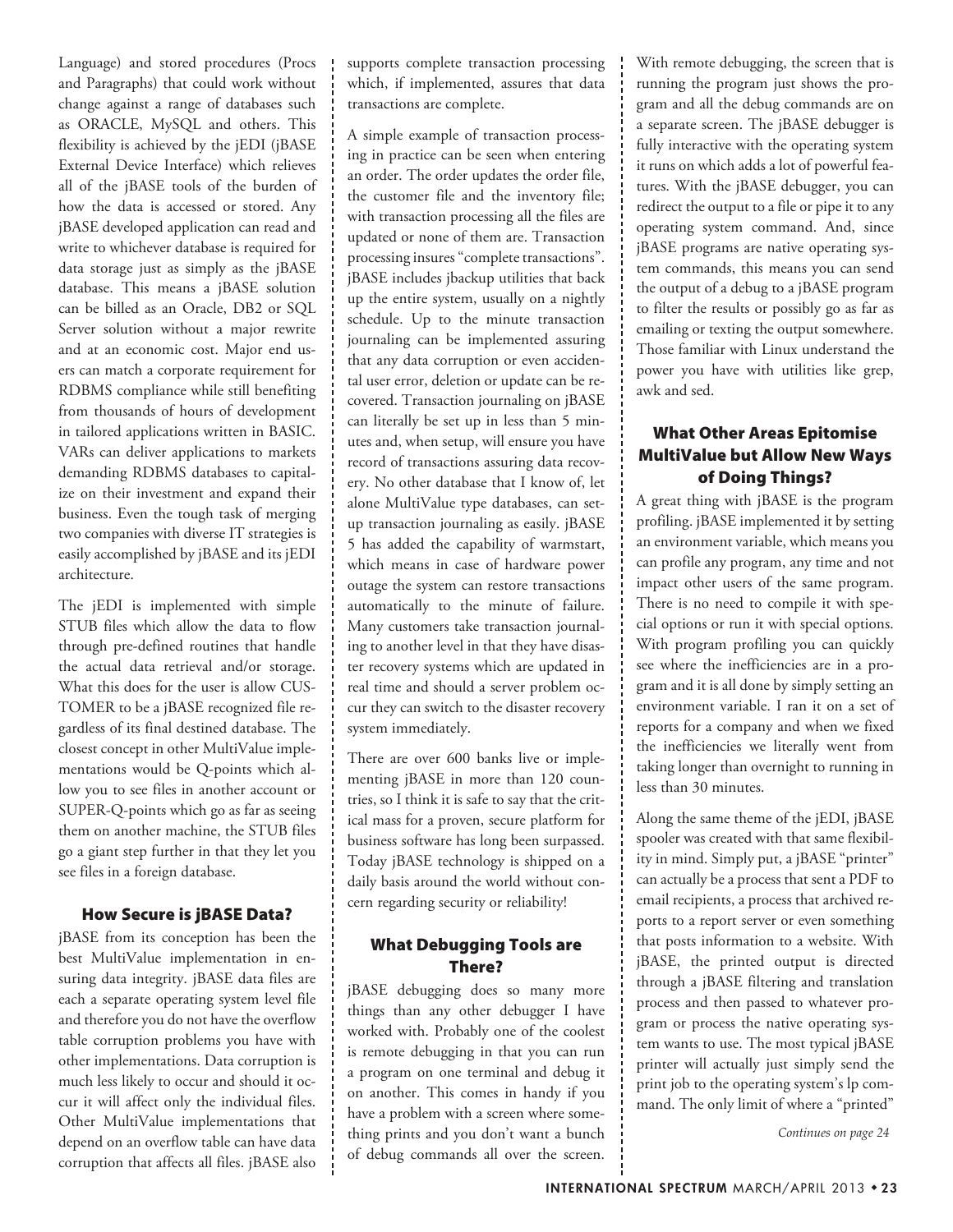Language) and stored procedures (Procs and Paragraphs) that could work without change against a range of databases such as ORACLE, MySQL and others. This flexibility is achieved by the jEDI (jBASE External Device Interface) which relieves all of the jBASE tools of the burden of how the data is accessed or stored. Any jBASE developed application can read and write to whichever database is required for data storage just as simply as the jBASE database. This means a jBASE solution can be billed as an Oracle, DB2 or SQL Server solution without a major rewrite and at an economic cost. Major end users can match a corporate requirement for RDBMS compliance while still benefiting from thousands of hours of development in tailored applications written in BASIC. VARs can deliver applications to markets demanding RDBMS databases to capitalize on their investment and expand their business. Even the tough task of merging two companies with diverse IT strategies is easily accomplished by jBASE and its jEDI architecture.

The jEDI is implemented with simple STUB files which allow the data to flow through pre-defined routines that handle the actual data retrieval and/or storage. What this does for the user is allow CUSTOMER to be a jBASE recognized file regardless of its final destined database. The closest concept in other MultiValue implementations would be Q-points which allow you to see files in another account or SUPER-Q-points which go as far as seeing them on another machine, the STUB files go a giant step further in that they let you see files in a foreign database.

### How Secure is jBASE Data?

jBASE from its conception has been the best MultiValue implementation in ensuring data integrity. jBASE data files are each a separate operating system level file and therefore you do not have the overflow table corruption problems you have with other implementations. Data corruption is much less likely to occur and should it occur it will affect only the individual files. Other MultiValue implementations that depend on an overflow table can have data corruption that affects all files. jBASE also supports complete transaction processing which, if implemented, assures that data transactions are complete.

A simple example of transaction processing in practice can be seen when entering an order. The order updates the order file, the customer file and the inventory file; with transaction processing all the files are updated or none of them are. Transaction processing insures "complete transactions". jBASE includes jbackup utilities that back up the entire system, usually on a nightly schedule. Up to the minute transaction journaling can be implemented assuring that any data corruption or even accidental user error, deletion or update can be recovered. Transaction journaling on jBASE can literally be set up in less than 5 minutes and, when setup, will ensure you have record of transactions assuring data recovery. No other database that I know of, let alone MultiValue type databases, can setup transaction journaling as easily. jBASE 5 has added the capability of warmstart, which means in case of hardware power outage the system can restore transactions automatically to the minute of failure. Many customers take transaction journaling to another level in that they have disaster recovery systems which are updated in real time and should a server problem occur they can switch to the disaster recovery system immediately.

There are over 600 banks live or implementing jBASE in more than 120 countries, so I think it is safe to say that the critical mass for a proven, secure platform for business software has long been surpassed. Today jBASE technology is shipped on a daily basis around the world without concern regarding security or reliability!

### What Debugging Tools are There?

jBASE debugging does so many more things than any other debugger I have worked with. Probably one of the coolest is remote debugging in that you can run a program on one terminal and debug it on another. This comes in handy if you have a problem with a screen where something prints and you don't want a bunch of debug commands all over the screen. With remote debugging, the screen that is running the program just shows the program and all the debug commands are on a separate screen. The jBASE debugger is fully interactive with the operating system it runs on which adds a lot of powerful features. With the jBASE debugger, you can redirect the output to a file or pipe it to any operating system command. And, since jBASE programs are native operating system commands, this means you can send the output of a debug to a jBASE program to filter the results or possibly go as far as emailing or texting the output somewhere. Those familiar with Linux understand the power you have with utilities like grep, awk and sed.

### What Other Areas Epitomise MultiValue but Allow New Ways of Doing Things?

A great thing with jBASE is the program profiling. jBASE implemented it by setting an environment variable, which means you can profile any program, any time and not impact other users of the same program. There is no need to compile it with special options or run it with special options. With program profiling you can quickly see where the inefficiencies are in a program and it is all done by simply setting an environment variable. I ran it on a set of reports for a company and when we fixed the inefficiencies we literally went from taking longer than overnight to running in less than 30 minutes.

Along the same theme of the jEDI, jBASE spooler was created with that same flexibility in mind. Simply put, a jBASE "printer" can actually be a process that sent a PDF to email recipients, a process that archived reports to a report server or even something that posts information to a website. With jBASE, the printed output is directed through a jBASE filtering and translation process and then passed to whatever program or process the native operating system wants to use. The most typical jBASE printer will actually just simply send the print job to the operating system's lp command. The only limit of where a "printed"

*Continues on page 24*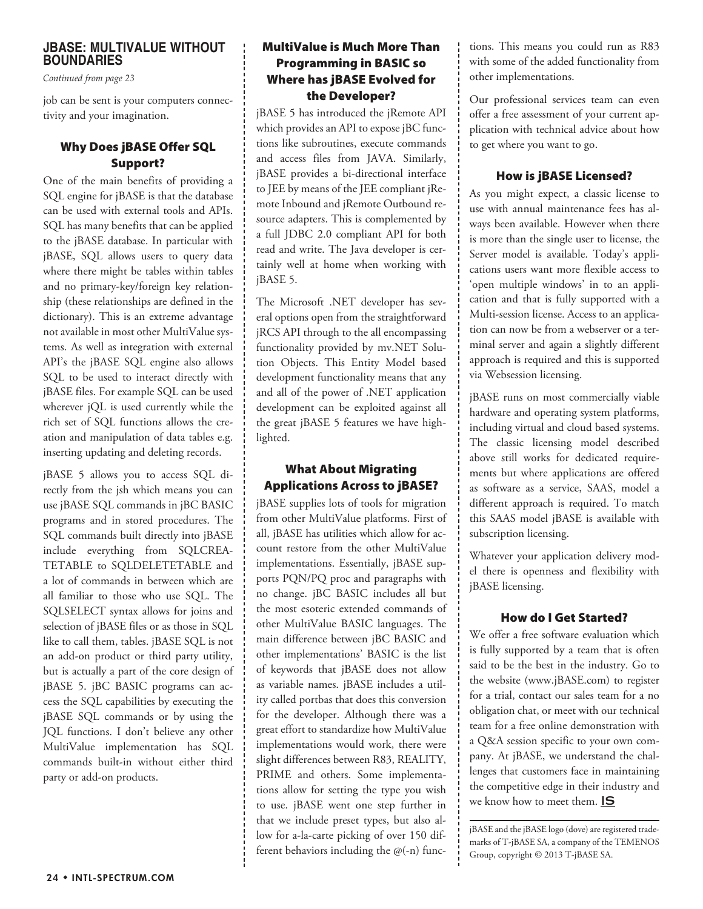## JBASE: MULTIVALUE WITHOUT BOUNDARIES

*Continued from page 23*

job can be sent is your computers connectivity and your imagination.

### Why Does jBASE Offer SQL Support?

One of the main benefits of providing a SQL engine for jBASE is that the database can be used with external tools and APIs. SQL has many benefits that can be applied to the jBASE database. In particular with jBASE, SQL allows users to query data where there might be tables within tables and no primary-key/foreign key relationship (these relationships are defined in the dictionary). This is an extreme advantage not available in most other MultiValue systems. As well as integration with external API's the jBASE SQL engine also allows SQL to be used to interact directly with jBASE files. For example SQL can be used wherever jQL is used currently while the rich set of SQL functions allows the creation and manipulation of data tables e.g. inserting updating and deleting records.

jBASE 5 allows you to access SQL directly from the jsh which means you can use jBASE SQL commands in jBC BASIC programs and in stored procedures. The SQL commands built directly into jBASE include everything from SQLCREATETABLE to SQLDELETETABLE and a lot of commands in between which are all familiar to those who use SQL. The SQLSELECT syntax allows for joins and selection of jBASE files or as those in SQL like to call them, tables. jBASE SQL is not an add-on product or third party utility, but is actually a part of the core design of jBASE 5. jBC BASIC programs can access the SQL capabilities by executing the jBASE SQL commands or by using the JQL functions. I don't believe any other MultiValue implementation has SQL commands built-in without either third party or add-on products.

### MultiValue is Much More Than Programming in BASIC so Where has jBASE Evolved for the Developer?

jBASE 5 has introduced the jRemote API which provides an API to expose jBC functions like subroutines, execute commands and access files from JAVA. Similarly, jBASE provides a bi-directional interface to JEE by means of the JEE compliant jRemote Inbound and jRemote Outbound resource adapters. This is complemented by a full JDBC 2.0 compliant API for both read and write. The Java developer is certainly well at home when working with jBASE 5.

The Microsoft .NET developer has several options open from the straightforward jRCS API through to the all encompassing functionality provided by mv.NET Solution Objects. This Entity Model based development functionality means that any and all of the power of .NET application development can be exploited against all the great jBASE 5 features we have highlighted.

### What About Migrating Applications Across to jBASE?

jBASE supplies lots of tools for migration from other MultiValue platforms. First of all, jBASE has utilities which allow for account restore from the other MultiValue implementations. Essentially, jBASE supports PQN/PQ proc and paragraphs with no change. jBC BASIC includes all but the most esoteric extended commands of other MultiValue BASIC languages. The main difference between jBC BASIC and other implementations' BASIC is the list of keywords that jBASE does not allow as variable names. jBASE includes a utility called portbas that does this conversion for the developer. Although there was a great effort to standardize how MultiValue implementations would work, there were slight differences between R83, REALITY, PRIME and others. Some implementations allow for setting the type you wish to use. jBASE went one step further in that we include preset types, but also allow for a-la-carte picking of over 150 different behaviors including the @(-n) functions. This means you could run as R83 with some of the added functionality from other implementations.

Our professional services team can even offer a free assessment of your current application with technical advice about how to get where you want to go.

### How is jBASE Licensed?

As you might expect, a classic license to use with annual maintenance fees has always been available. However when there is more than the single user to license, the Server model is available. Today's applications users want more flexible access to 'open multiple windows' in to an application and that is fully supported with a Multi-session license. Access to an application can now be from a webserver or a terminal server and again a slightly different approach is required and this is supported via Websession licensing.

jBASE runs on most commercially viable hardware and operating system platforms, including virtual and cloud based systems. The classic licensing model described above still works for dedicated requirements but where applications are offered as software as a service, SAAS, model a different approach is required. To match this SAAS model jBASE is available with subscription licensing.

Whatever your application delivery model there is openness and flexibility with jBASE licensing.

### How do I Get Started?

We offer a free software evaluation which is fully supported by a team that is often said to be the best in the industry. Go to the website (www.jBASE.com) to register for a trial, contact our sales team for a no obligation chat, or meet with our technical team for a free online demonstration with a Q&A session specific to your own company. At jBASE, we understand the challenges that customers face in maintaining the competitive edge in their industry and we know how to meet them. **IS**

---

jBASE and the jBASE logo (dove) are registered trademarks of T-jBASE SA, a company of the TEMENOS Group, copyright © 2013 T-jBASE SA.